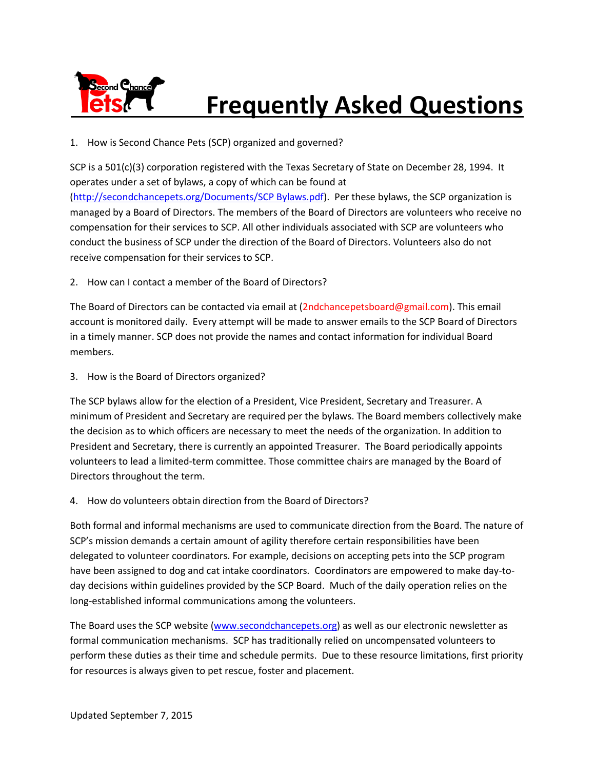# Frequently Asked Questions

1. How is Second Chance Pets (SCP) organized and governed?

SCP is a 501(c)(3) corporation registered with the Texas Secretary of State on December 28, 1994. It operates under a set of bylaws, a copy of which can be found at (http://secondchancepets.org/Documents/SCP Bylaws.pdf). Per these bylaws, the SCP organization is managed by a Board of Directors. The members of the Board of Directors are volunteers who receive no compensation for their services to SCP. All other individuals associated with SCP are volunteers who conduct the business of SCP under the direction of the Board of Directors. Volunteers also do not receive compensation for their services to SCP.

2. How can I contact a member of the Board of Directors?

The Board of Directors can be contacted via email at (2ndchancepetsboard@gmail.com). This email account is monitored daily. Every attempt will be made to answer emails to the SCP Board of Directors in a timely manner. SCP does not provide the names and contact information for individual Board members.

3. How is the Board of Directors organized?

The SCP bylaws allow for the election of a President, Vice President, Secretary and Treasurer. A minimum of President and Secretary are required per the bylaws. The Board members collectively make the decision as to which officers are necessary to meet the needs of the organization. In addition to President and Secretary, there is currently an appointed Treasurer. The Board periodically appoints volunteers to lead a limited-term committee. Those committee chairs are managed by the Board of Directors throughout the term.

4. How do volunteers obtain direction from the Board of Directors?

Both formal and informal mechanisms are used to communicate direction from the Board. The nature of SCP's mission demands a certain amount of agility therefore certain responsibilities have been delegated to volunteer coordinators. For example, decisions on accepting pets into the SCP program have been assigned to dog and cat intake coordinators. Coordinators are empowered to make day-to-day decisions within guidelines provided by the SCP Board. Much of the daily operation relies on the long-established informal communications among the volunteers.

The Board uses the SCP website (www.secondchancepets.org) as well as our electronic newsletter as formal communication mechanisms. SCP has traditionally relied on uncompensated volunteers to perform these duties as their time and schedule permits. Due to these resource limitations, first priority for resources is always given to pet rescue, foster and placement.

Updated September 7, 2015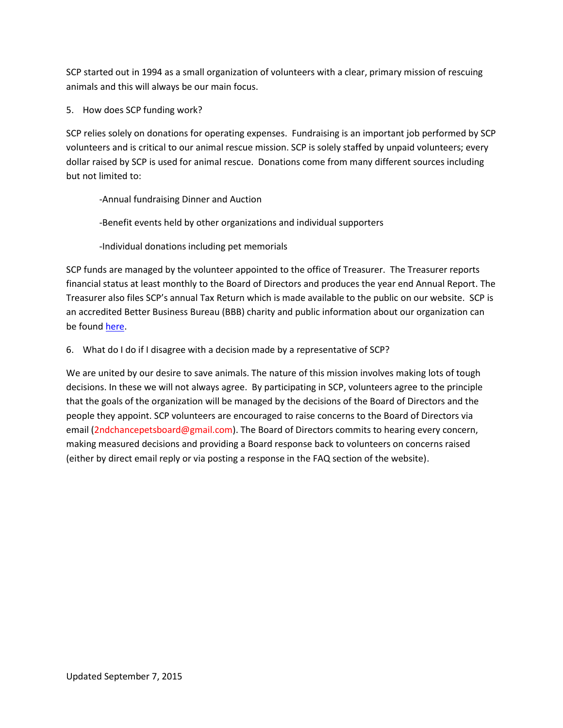SCP started out in 1994 as a small organization of volunteers with a clear, primary mission of rescuing animals and this will always be our main focus.

5. How does SCP funding work?

SCP relies solely on donations for operating expenses. Fundraising is an important job performed by SCP volunteers and is critical to our animal rescue mission. SCP is solely staffed by unpaid volunteers; every dollar raised by SCP is used for animal rescue. Donations come from many different sources including but not limited to:

- Annual fundraising Dinner and Auction
- Benefit events held by other organizations and individual supporters
- Individual donations including pet memorials

SCP funds are managed by the volunteer appointed to the office of Treasurer. The Treasurer reports financial status at least monthly to the Board of Directors and produces the year end Annual Report. The Treasurer also files SCP's annual Tax Return which is made available to the public on our website. SCP is an accredited Better Business Bureau (BBB) charity and public information about our organization can be found here.

6. What do I do if I disagree with a decision made by a representative of SCP?

We are united by our desire to save animals. The nature of this mission involves making lots of tough decisions. In these we will not always agree. By participating in SCP, volunteers agree to the principle that the goals of the organization will be managed by the decisions of the Board of Directors and the people they appoint. SCP volunteers are encouraged to raise concerns to the Board of Directors via email (2ndchancepetsboard@gmail.com). The Board of Directors commits to hearing every concern, making measured decisions and providing a Board response back to volunteers on concerns raised (either by direct email reply or via posting a response in the FAQ section of the website).

Updated September 7, 2015